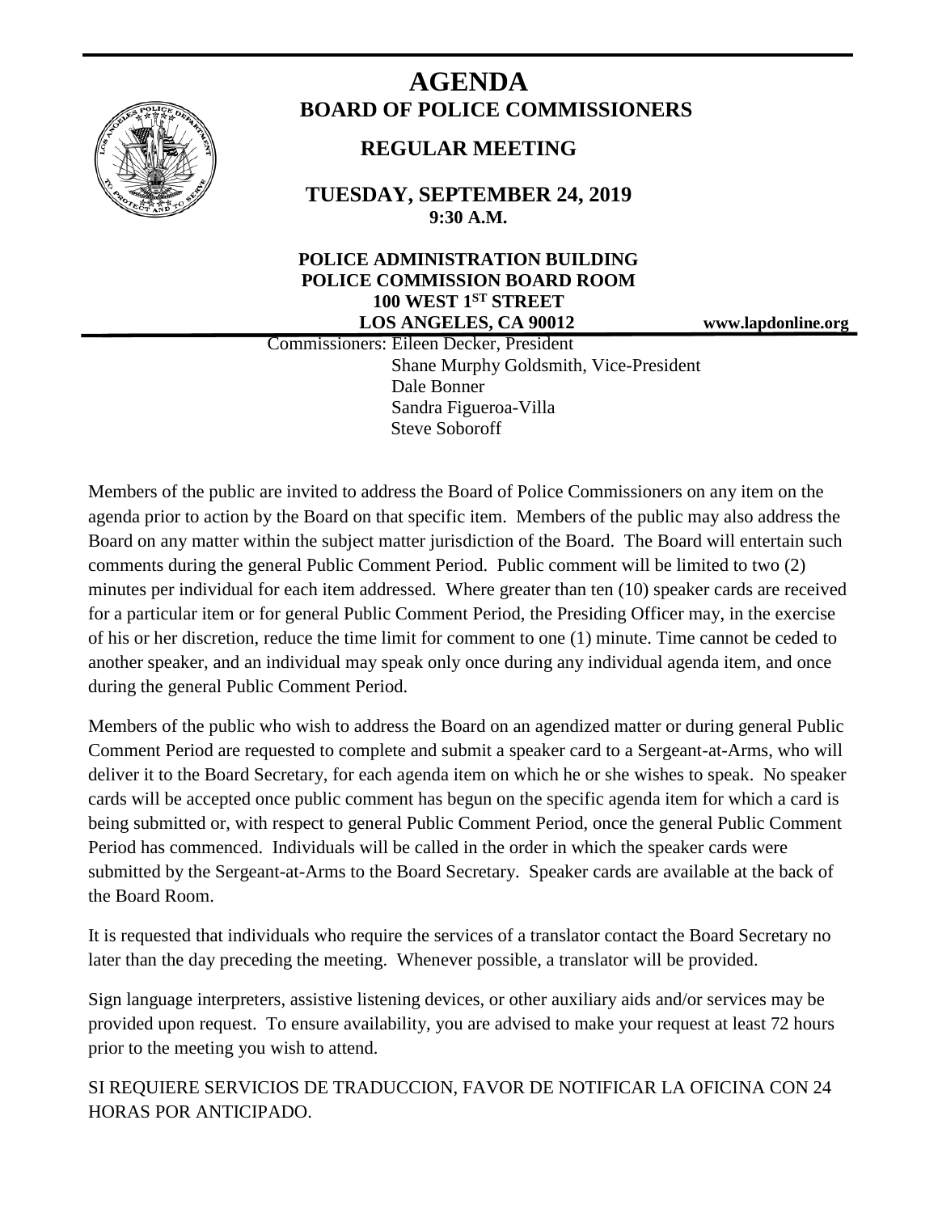# AGENDA

## BOARD OF POLICE COMMISSIONERS

### REGULAR MEETING

**TUESDAY, SEPTEMBER 24, 2019**
**9:30 A.M.**

**POLICE ADMINISTRATION BUILDING**
**POLICE COMMISSION BOARD ROOM**
**100 WEST 1ST STREET**
**LOS ANGELES, CA 90012**

**www.lapdonline.org**

Commissioners: Eileen Decker, President
Shane Murphy Goldsmith, Vice-President
Dale Bonner
Sandra Figueroa-Villa
Steve Soboroff

Members of the public are invited to address the Board of Police Commissioners on any item on the agenda prior to action by the Board on that specific item. Members of the public may also address the Board on any matter within the subject matter jurisdiction of the Board. The Board will entertain such comments during the general Public Comment Period. Public comment will be limited to two (2) minutes per individual for each item addressed. Where greater than ten (10) speaker cards are received for a particular item or for general Public Comment Period, the Presiding Officer may, in the exercise of his or her discretion, reduce the time limit for comment to one (1) minute. Time cannot be ceded to another speaker, and an individual may speak only once during any individual agenda item, and once during the general Public Comment Period.

Members of the public who wish to address the Board on an agendized matter or during general Public Comment Period are requested to complete and submit a speaker card to a Sergeant-at-Arms, who will deliver it to the Board Secretary, for each agenda item on which he or she wishes to speak. No speaker cards will be accepted once public comment has begun on the specific agenda item for which a card is being submitted or, with respect to general Public Comment Period, once the general Public Comment Period has commenced. Individuals will be called in the order in which the speaker cards were submitted by the Sergeant-at-Arms to the Board Secretary. Speaker cards are available at the back of the Board Room.

It is requested that individuals who require the services of a translator contact the Board Secretary no later than the day preceding the meeting. Whenever possible, a translator will be provided.

Sign language interpreters, assistive listening devices, or other auxiliary aids and/or services may be provided upon request. To ensure availability, you are advised to make your request at least 72 hours prior to the meeting you wish to attend.

SI REQUIERE SERVICIOS DE TRADUCCION, FAVOR DE NOTIFICAR LA OFICINA CON 24 HORAS POR ANTICIPADO.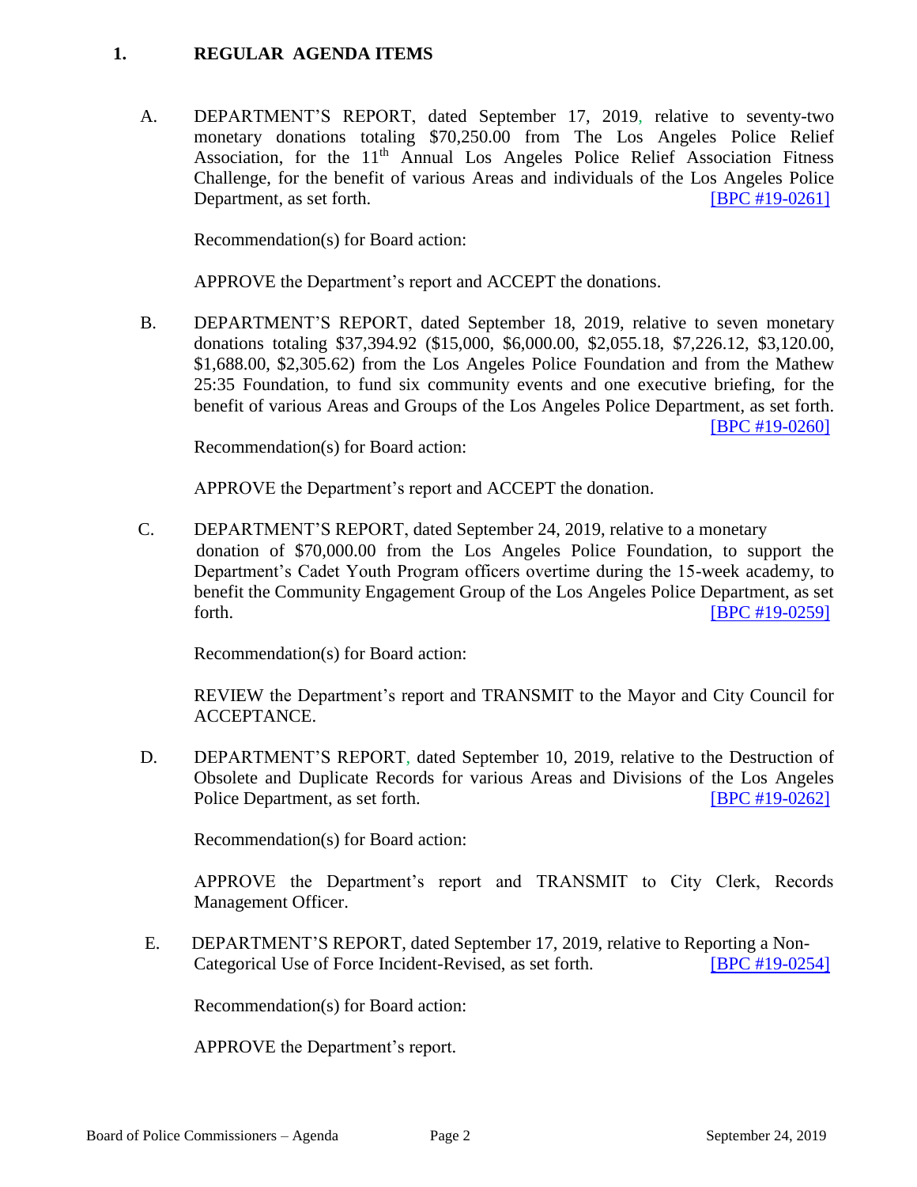## 1. REGULAR AGENDA ITEMS

A. DEPARTMENT'S REPORT, dated September 17, 2019, relative to seventy-two monetary donations totaling $70,250.00 from The Los Angeles Police Relief Association, for the 11th Annual Los Angeles Police Relief Association Fitness Challenge, for the benefit of various Areas and individuals of the Los Angeles Police Department, as set forth. [BPC #19-0261]

Recommendation(s) for Board action:

APPROVE the Department's report and ACCEPT the donations.

B. DEPARTMENT'S REPORT, dated September 18, 2019, relative to seven monetary donations totaling $37,394.92 ($15,000, $6,000.00, $2,055.18, $7,226.12, $3,120.00, $1,688.00, $2,305.62) from the Los Angeles Police Foundation and from the Mathew 25:35 Foundation, to fund six community events and one executive briefing, for the benefit of various Areas and Groups of the Los Angeles Police Department, as set forth. [BPC #19-0260]

Recommendation(s) for Board action:

APPROVE the Department's report and ACCEPT the donation.

C. DEPARTMENT'S REPORT, dated September 24, 2019, relative to a monetary donation of $70,000.00 from the Los Angeles Police Foundation, to support the Department's Cadet Youth Program officers overtime during the 15-week academy, to benefit the Community Engagement Group of the Los Angeles Police Department, as set forth. [BPC #19-0259]

Recommendation(s) for Board action:

REVIEW the Department's report and TRANSMIT to the Mayor and City Council for ACCEPTANCE.

D. DEPARTMENT'S REPORT, dated September 10, 2019, relative to the Destruction of Obsolete and Duplicate Records for various Areas and Divisions of the Los Angeles Police Department, as set forth. [BPC #19-0262]

Recommendation(s) for Board action:

APPROVE the Department's report and TRANSMIT to City Clerk, Records Management Officer.

E. DEPARTMENT'S REPORT, dated September 17, 2019, relative to Reporting a Non-Categorical Use of Force Incident-Revised, as set forth. [BPC #19-0254]

Recommendation(s) for Board action:

APPROVE the Department's report.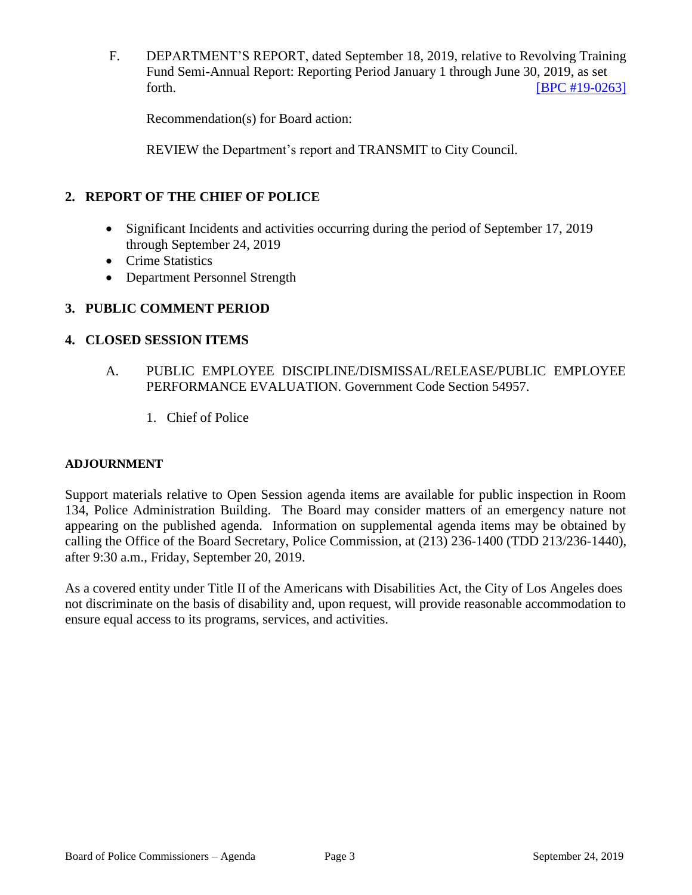F. DEPARTMENT'S REPORT, dated September 18, 2019, relative to Revolving Training Fund Semi-Annual Report: Reporting Period January 1 through June 30, 2019, as set forth. [BPC #19-0263]

Recommendation(s) for Board action:

REVIEW the Department's report and TRANSMIT to City Council.

## 2. REPORT OF THE CHIEF OF POLICE

- Significant Incidents and activities occurring during the period of September 17, 2019 through September 24, 2019
- Crime Statistics
- Department Personnel Strength

## 3. PUBLIC COMMENT PERIOD

## 4. CLOSED SESSION ITEMS

A. PUBLIC EMPLOYEE DISCIPLINE/DISMISSAL/RELEASE/PUBLIC EMPLOYEE PERFORMANCE EVALUATION. Government Code Section 54957.

1. Chief of Police

**ADJOURNMENT**

Support materials relative to Open Session agenda items are available for public inspection in Room 134, Police Administration Building. The Board may consider matters of an emergency nature not appearing on the published agenda. Information on supplemental agenda items may be obtained by calling the Office of the Board Secretary, Police Commission, at (213) 236-1400 (TDD 213/236-1440), after 9:30 a.m., Friday, September 20, 2019.

As a covered entity under Title II of the Americans with Disabilities Act, the City of Los Angeles does not discriminate on the basis of disability and, upon request, will provide reasonable accommodation to ensure equal access to its programs, services, and activities.